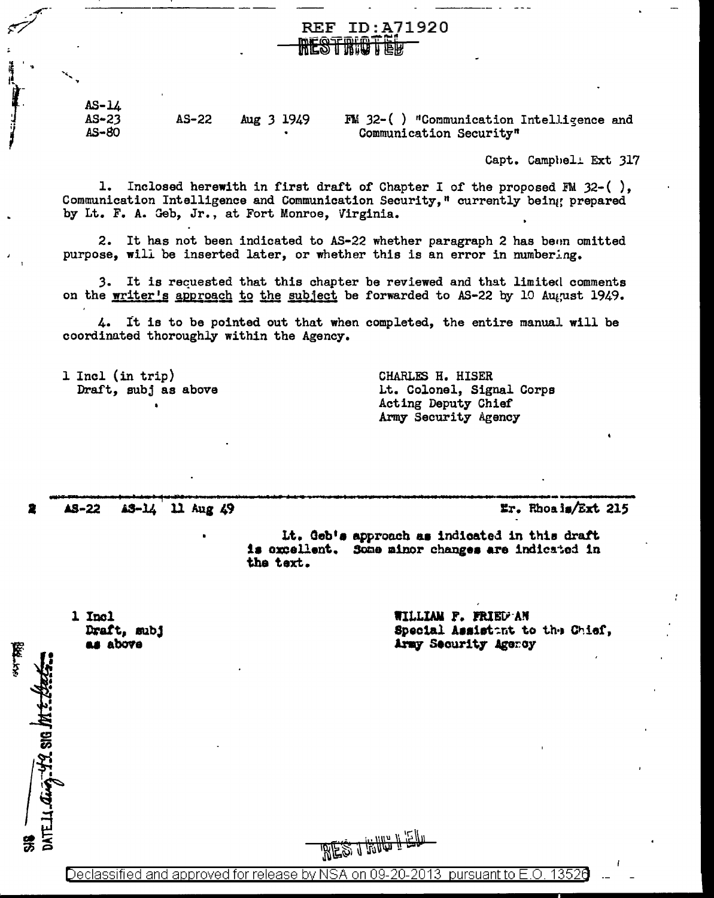REF ID:A71920

RESTRICTED

AS-14
AS-23
AS-80

AS-22 Aug 3 1949 FM 32-( ) "Communication Intelligence and Communication Security"

Capt. Campbell Ext 317

1. Inclosed herewith in first draft of Chapter I of the proposed FM 32-( ), Communication Intelligence and Communication Security," currently being prepared by Lt. F. A. Geb, Jr., at Fort Monroe, Virginia.

2. It has not been indicated to AS-22 whether paragraph 2 has been omitted purpose, will be inserted later, or whether this is an error in numbering.

3. It is requested that this chapter be reviewed and that limited comments on the writer's approach to the subject be forwarded to AS-22 by 10 August 1949.

4. It is to be pointed out that when completed, the entire manual will be coordinated thoroughly within the Agency.

1 Incl (in trip)
Draft, subj as above

CHARLES H. HISER
Lt. Colonel, Signal Corps
Acting Deputy Chief
Army Security Agency

---

2 AS-22 AS-14 11 Aug 49 Mr. Rhoads/Ext 215

Lt. Geb's approach as indicated in this draft is excellent. Some minor changes are indicated in the text.

1 Incl
Draft, subj
as above

WILLIAM F. FRIEDMAN
Special Assistant to the Chief,
Army Security Agency

SIG
DATE 11 Aug 49 SIG

RESTRICTED

Declassified and approved for release by NSA on 09-20-2013 pursuant to E.O. 13526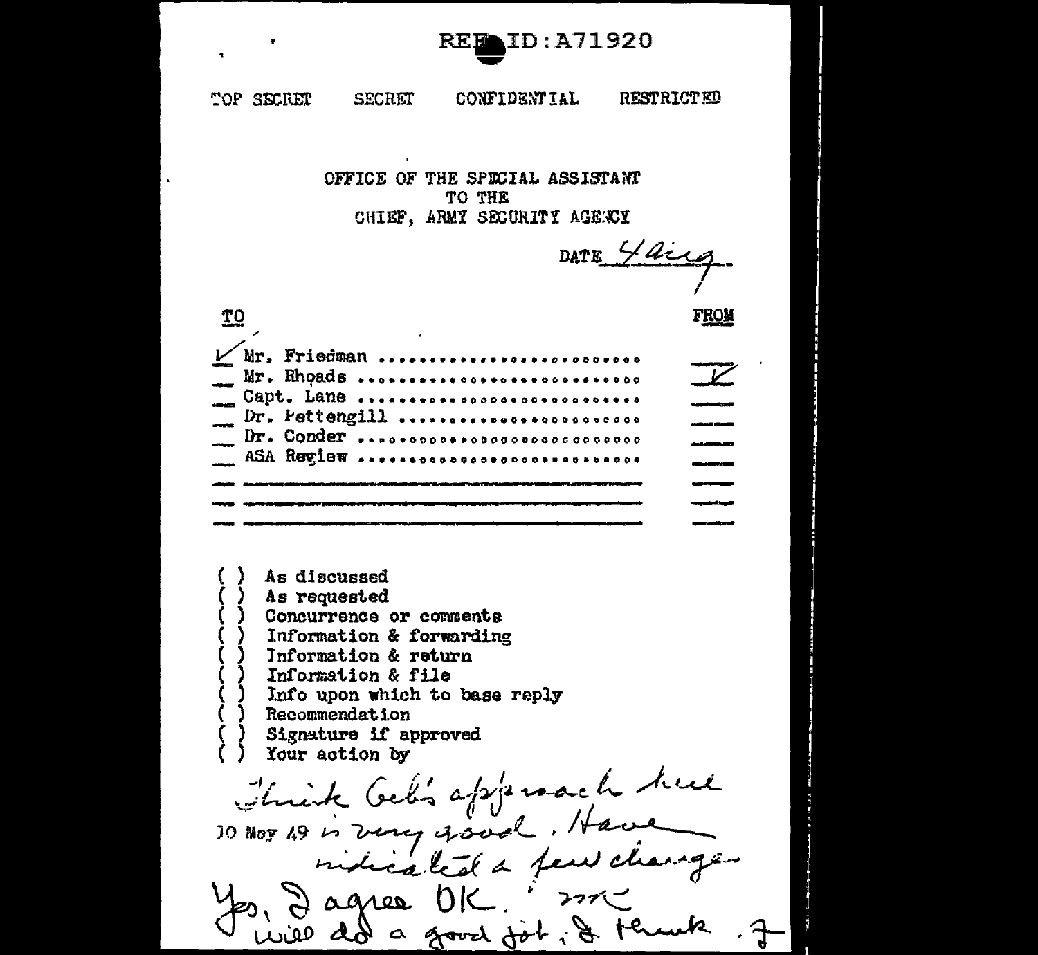REF ID:A71920

TOP SECRET SECRET CONFIDENTIAL RESTRICTED

OFFICE OF THE SPECIAL ASSISTANT
TO THE
CHIEF, ARMY SECURITY AGENCY

DATE 4 Aug

| TO | FROM |
|---|---|
| ✓ Mr. Friedman | |
| Mr. Rhoads | ✓ |
| Capt. Lane | |
| Dr. Pettengill | |
| Dr. Conder | |
| ASA Review | |

( ) As discussed
( ) As requested
( ) Concurrence or comments
( ) Information & forwarding
( ) Information & return
( ) Information & file
( ) Info upon which to base reply
( ) Recommendation
( ) Signature if approved
( ) Your action by

Think Geb's approach here 10 May 49 is very good. Have indicated a few changes

Yes, I agree OK. MR
Will do a good job, I think. F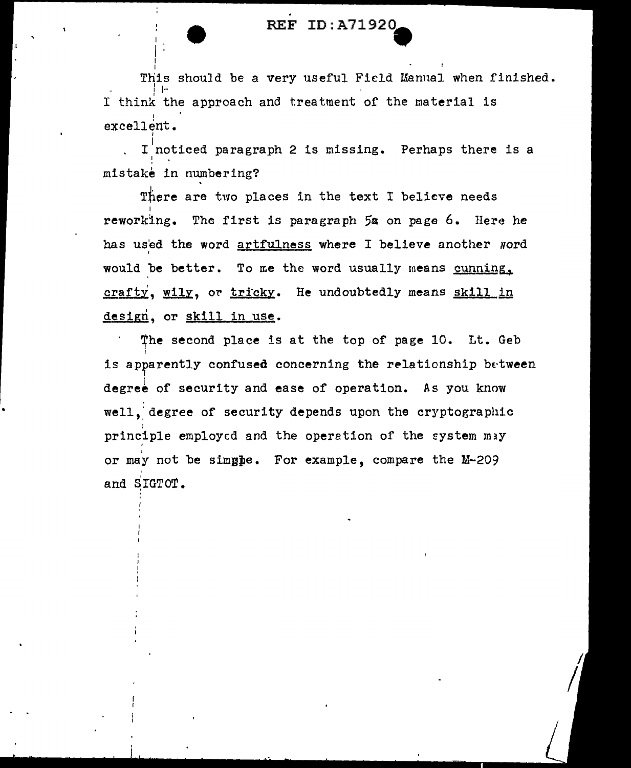This should be a very useful Field Manual when finished. I think the approach and treatment of the material is excellent.

I noticed paragraph 2 is missing. Perhaps there is a mistake in numbering?

There are two places in the text I believe needs reworking. The first is paragraph 5a on page 6. Here he has used the word artfulness where I believe another word would be better. To me the word usually means cunning, crafty, wily, or tricky. He undoubtedly means skill in design, or skill in use.

The second place is at the top of page 10. Lt. Geb is apparently confused concerning the relationship between degree of security and ease of operation. As you know well, degree of security depends upon the cryptographic principle employed and the operation of the system may or may not be simple. For example, compare the M-209 and SIGTOT.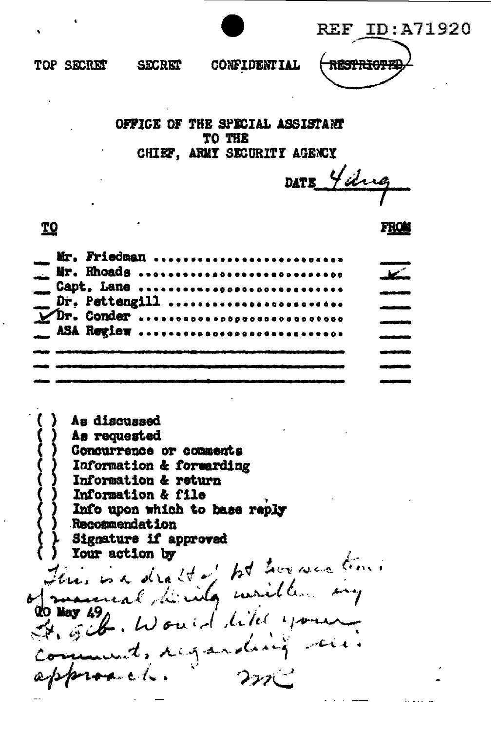REF ID:A71920

TOP SECRET SECRET CONFIDENTIAL ~~RESTRICTED~~

OFFICE OF THE SPECIAL ASSISTANT
TO THE
CHIEF, ARMY SECURITY AGENCY

DATE 4 Aug

| TO | | FROM |
|---|---|---|
| | Mr. Friedman | |
| | Mr. Rhoads | ✓ |
| | Capt. Lane | |
| | Dr. Pettengill | |
| ✓ | Dr. Conder | |
| | ASA Review | |
| | | |
| | | |
| | | |

( ) As discussed
( ) As requested
( ) Concurrence or comments
( ) Information & forwarding
( ) Information & return
( ) Information & file
( ) Info upon which to base reply
( ) Recommendation
( ) Signature if approved
( ) Your action by

This is a draft of ASA's version of manual dealing written [?] 20 May 49, St. Gib. Would like your comments regarding this approach. [initials]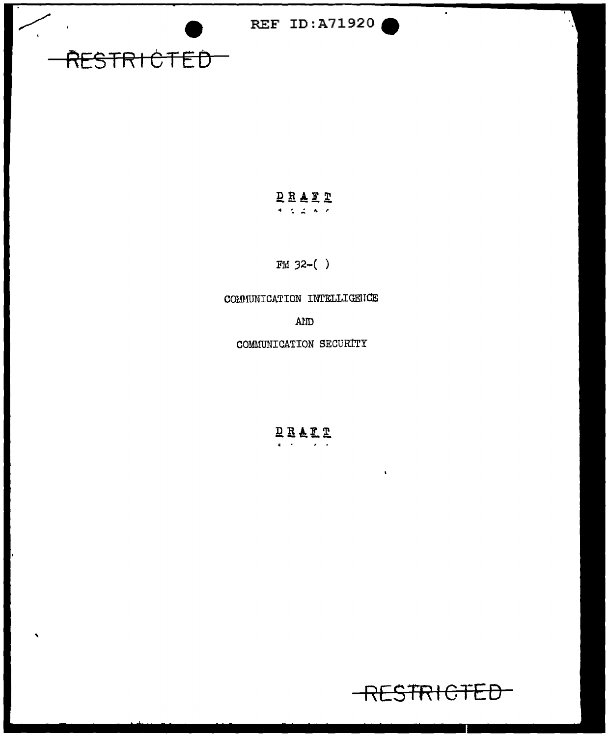REF ID:A71920

~~RESTRICTED~~

DRAFT

FM 32-( )

COMMUNICATION INTELLIGENCE

AND

COMMUNICATION SECURITY

DRAFT

~~RESTRICTED~~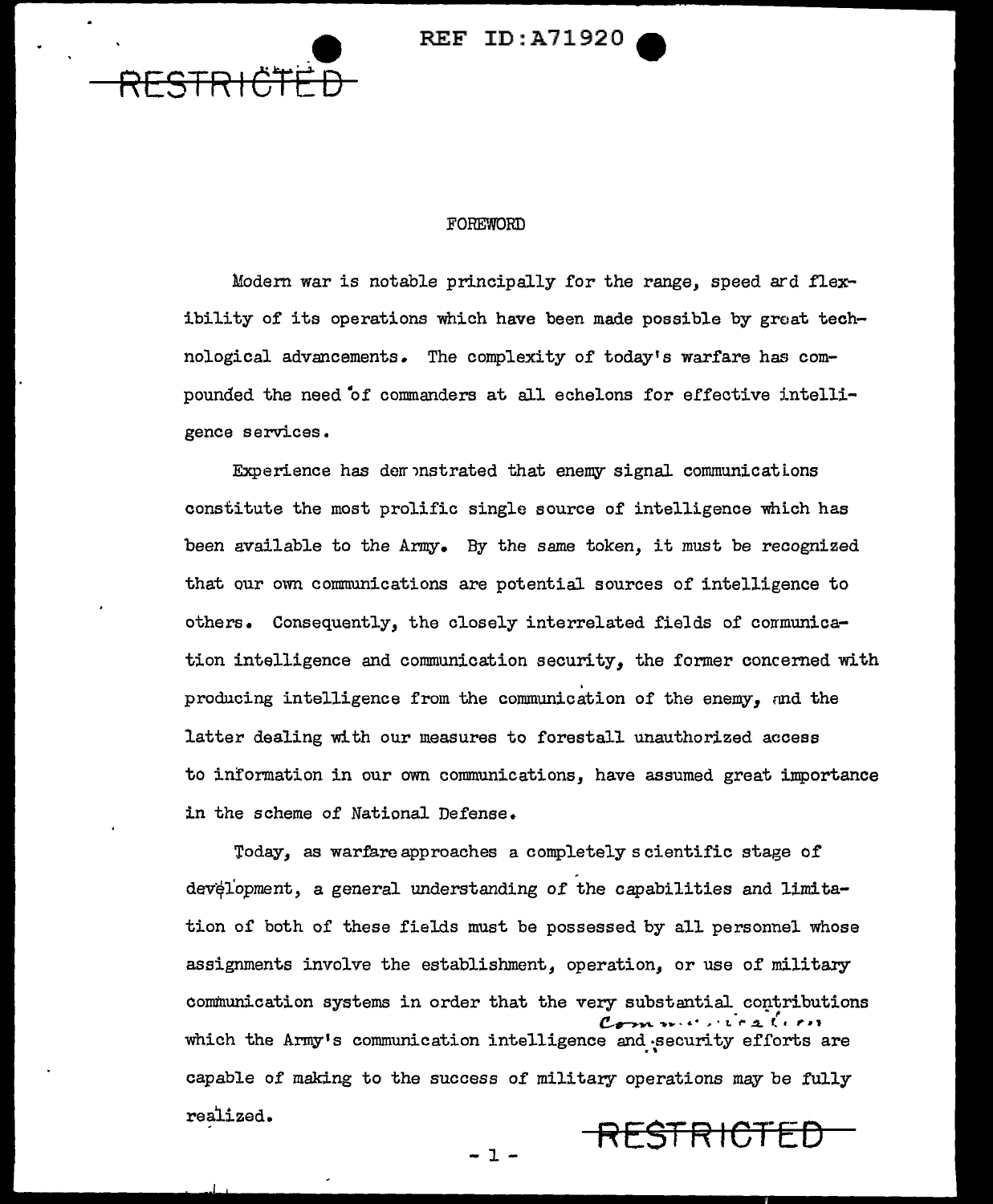# FOREWORD

Modern war is notable principally for the range, speed and flexibility of its operations which have been made possible by great technological advancements. The complexity of today's warfare has compounded the need of commanders at all echelons for effective intelligence services.

Experience has demonstrated that enemy signal communications constitute the most prolific single source of intelligence which has been available to the Army. By the same token, it must be recognized that our own communications are potential sources of intelligence to others. Consequently, the closely interrelated fields of communication intelligence and communication security, the former concerned with producing intelligence from the communication of the enemy, and the latter dealing with our measures to forestall unauthorized access to information in our own communications, have assumed great importance in the scheme of National Defense.

Today, as warfare approaches a completely scientific stage of development, a general understanding of the capabilities and limitation of both of these fields must be possessed by all personnel whose assignments involve the establishment, operation, or use of military communication systems in order that the very substantial contributions which the Army's communication intelligence and communication security efforts are capable of making to the success of military operations may be fully realized.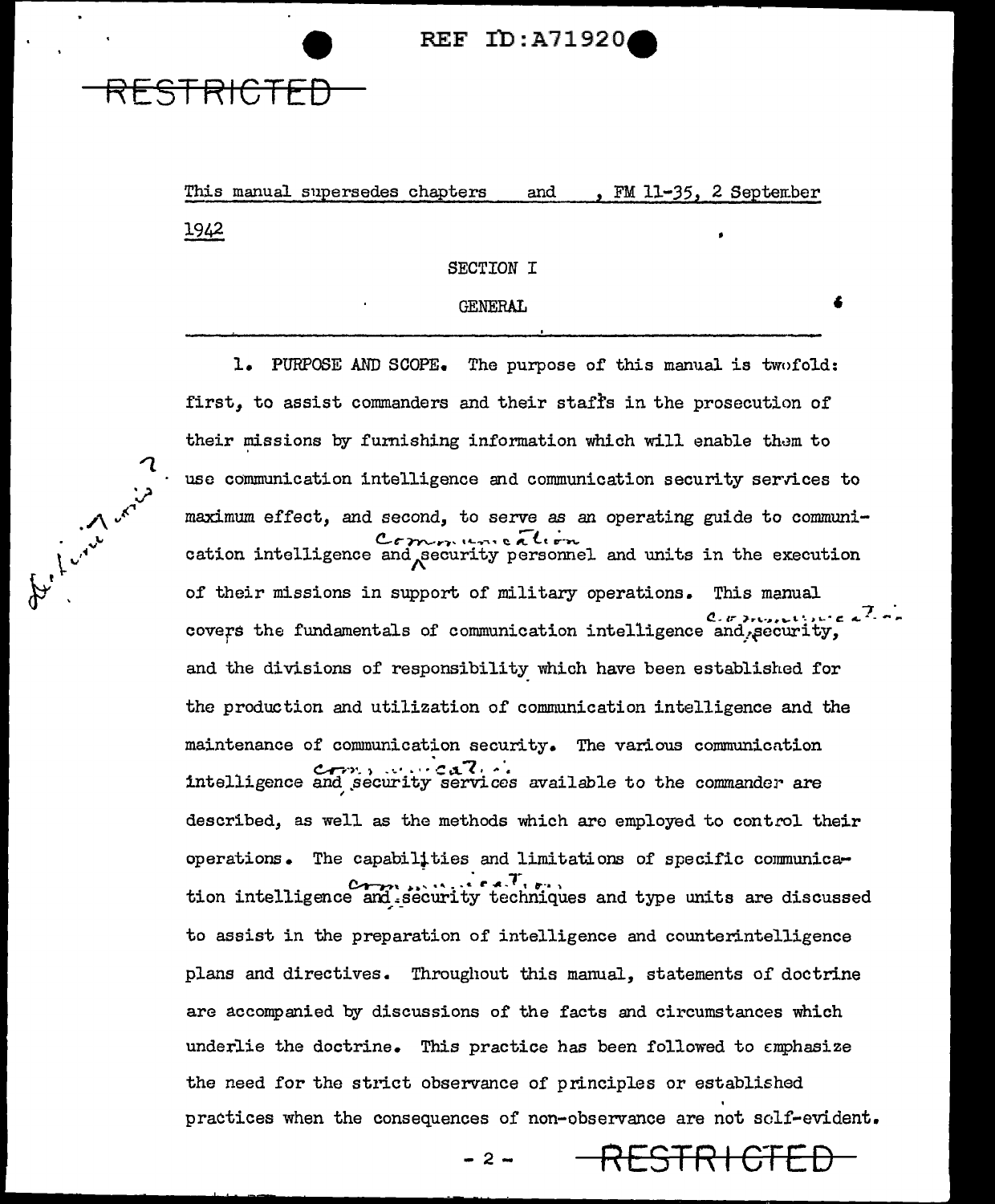REF ID:A71920

RESTRICTED

This manual supersedes chapters and , FM 11-35, 2 September 1942

SECTION I

GENERAL

1. PURPOSE AND SCOPE. The purpose of this manual is twofold: first, to assist commanders and their staffs in the prosecution of their missions by furnishing information which will enable them to use communication intelligence and communication security services to maximum effect, and second, to serve as an operating guide to communication intelligence and communication security personnel and units in the execution of their missions in support of military operations. This manual covers the fundamentals of communication intelligence and communication security, and the divisions of responsibility which have been established for the production and utilization of communication intelligence and the maintenance of communication security. The various communication intelligence and communication security services available to the commander are described, as well as the methods which are employed to control their operations. The capabilities and limitations of specific communication intelligence and communication security techniques and type units are discussed to assist in the preparation of intelligence and counterintelligence plans and directives. Throughout this manual, statements of doctrine are accompanied by discussions of the facts and circumstances which underlie the doctrine. This practice has been followed to emphasize the need for the strict observance of principles or established practices when the consequences of non-observance are not self-evident.

RESTRICTED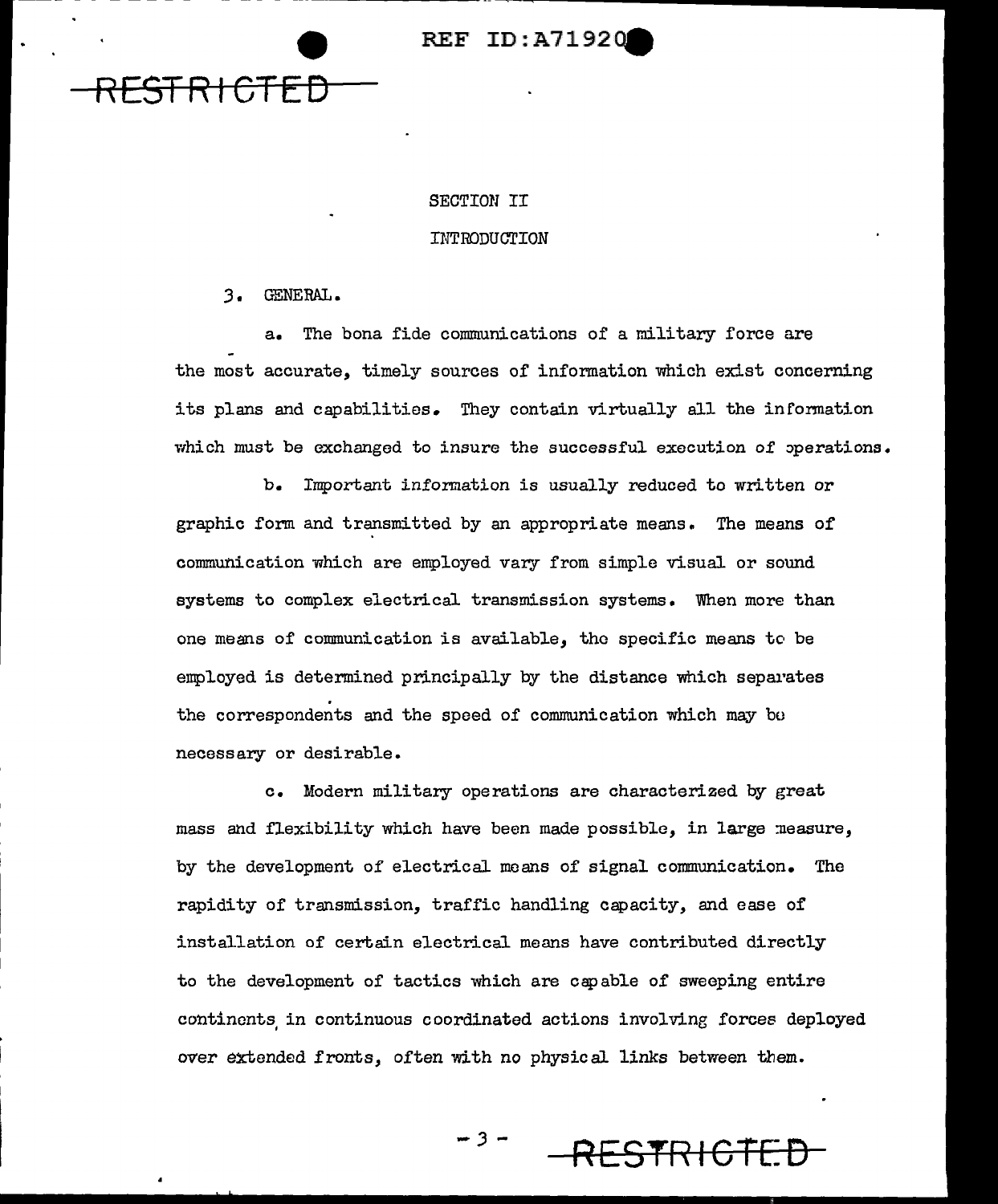## SECTION II

## INTRODUCTION

3. GENERAL.

a. The bona fide communications of a military force are the most accurate, timely sources of information which exist concerning its plans and capabilities. They contain virtually all the information which must be exchanged to insure the successful execution of operations.

b. Important information is usually reduced to written or graphic form and transmitted by an appropriate means. The means of communication which are employed vary from simple visual or sound systems to complex electrical transmission systems. When more than one means of communication is available, the specific means to be employed is determined principally by the distance which separates the correspondents and the speed of communication which may be necessary or desirable.

c. Modern military operations are characterized by great mass and flexibility which have been made possible, in large measure, by the development of electrical means of signal communication. The rapidity of transmission, traffic handling capacity, and ease of installation of certain electrical means have contributed directly to the development of tactics which are capable of sweeping entire continents in continuous coordinated actions involving forces deployed over extended fronts, often with no physical links between them.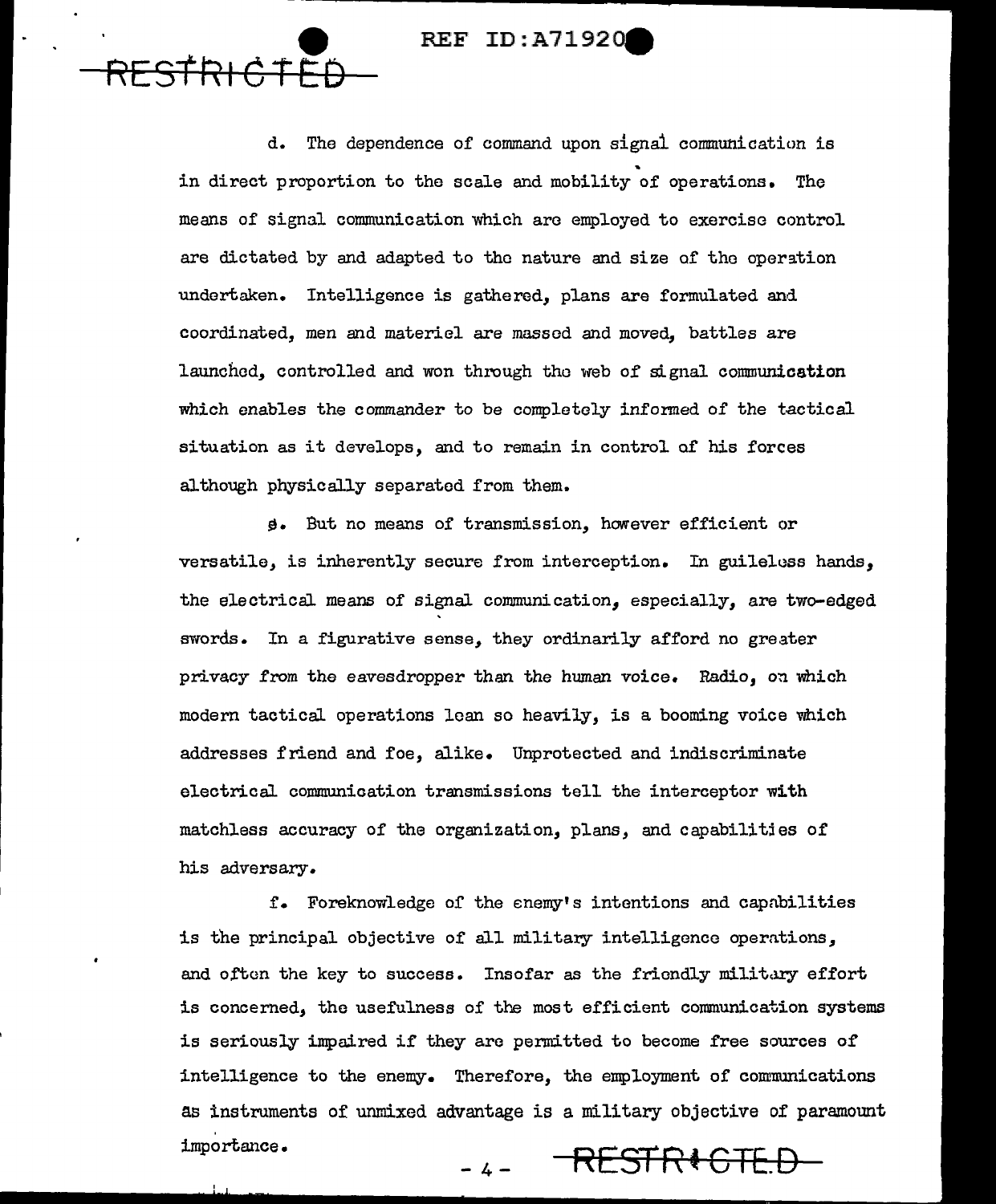d. The dependence of command upon signal communication is in direct proportion to the scale and mobility of operations. The means of signal communication which are employed to exercise control are dictated by and adapted to the nature and size of the operation undertaken. Intelligence is gathered, plans are formulated and coordinated, men and materiel are massed and moved, battles are launched, controlled and won through the web of signal communication which enables the commander to be completely informed of the tactical situation as it develops, and to remain in control of his forces although physically separated from them.

e. But no means of transmission, however efficient or versatile, is inherently secure from interception. In guileless hands, the electrical means of signal communication, especially, are two-edged swords. In a figurative sense, they ordinarily afford no greater privacy from the eavesdropper than the human voice. Radio, on which modern tactical operations lean so heavily, is a booming voice which addresses friend and foe, alike. Unprotected and indiscriminate electrical communication transmissions tell the interceptor with matchless accuracy of the organization, plans, and capabilities of his adversary.

f. Foreknowledge of the enemy's intentions and capabilities is the principal objective of all military intelligence operations, and often the key to success. Insofar as the friendly military effort is concerned, the usefulness of the most efficient communication systems is seriously impaired if they are permitted to become free sources of intelligence to the enemy. Therefore, the employment of communications as instruments of unmixed advantage is a military objective of paramount importance.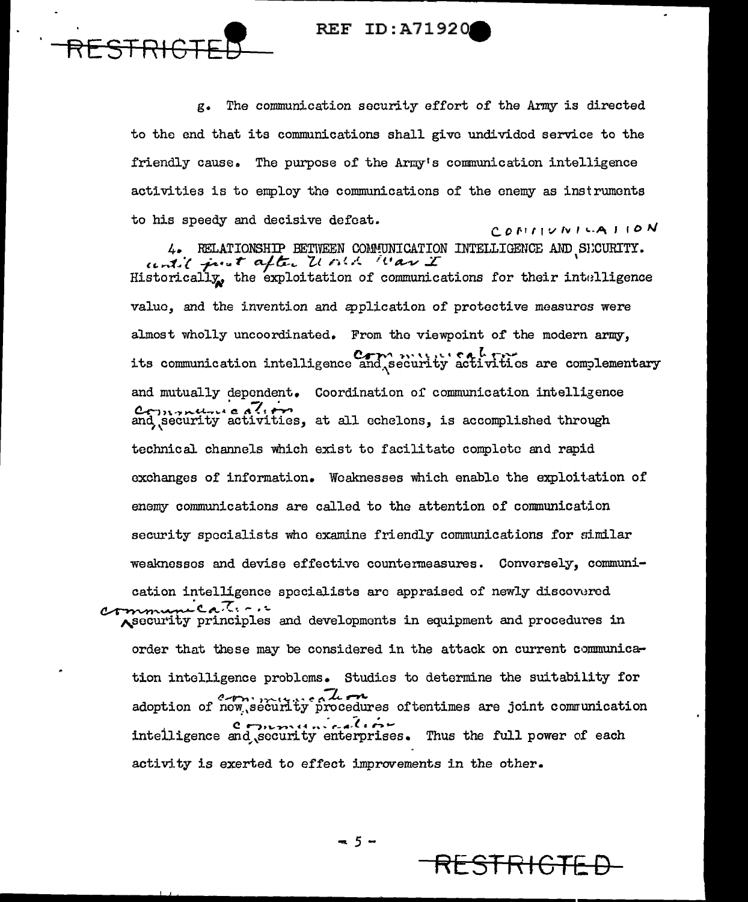g. The communication security effort of the Army is directed to the end that its communications shall give undivided service to the friendly cause. The purpose of the Army's communication intelligence activities is to employ the communications of the enemy as instruments to his speedy and decisive defeat.

4. RELATIONSHIP BETWEEN COMMUNICATION INTELLIGENCE AND COMMUNICATION SECURITY. Historically, until just after World War I, the exploitation of communications for their intelligence value, and the invention and application of protective measures were almost wholly uncoordinated. From the viewpoint of the modern army, its communication intelligence and communication security activities are complementary and mutually dependent. Coordination of communication intelligence and communication security activities, at all echelons, is accomplished through technical channels which exist to facilitate complete and rapid exchanges of information. Weaknesses which enable the exploitation of enemy communications are called to the attention of communication security specialists who examine friendly communications for similar weaknesses and devise effective countermeasures. Conversely, communication intelligence specialists are appraised of newly discovered communication security principles and developments in equipment and procedures in order that these may be considered in the attack on current communication intelligence problems. Studies to determine the suitability for adoption of new communication security procedures oftentimes are joint communication intelligence and communication security enterprises. Thus the full power of each activity is exerted to effect improvements in the other.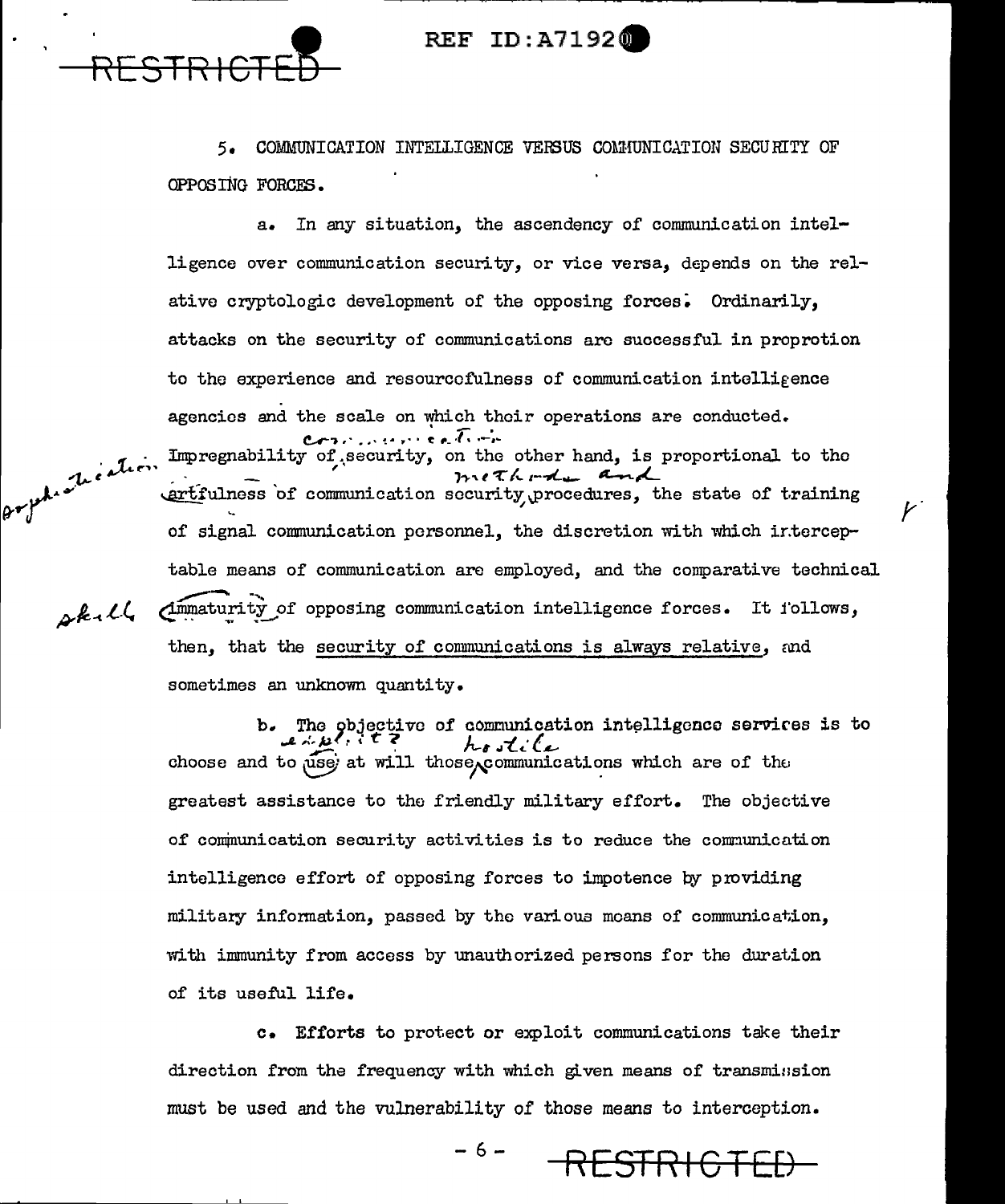5. COMMUNICATION INTELLIGENCE VERSUS COMMUNICATION SECURITY OF OPPOSING FORCES.

a. In any situation, the ascendency of communication intelligence over communication security, or vice versa, depends on the relative cryptologic development of the opposing forces. Ordinarily, attacks on the security of communications are successful in proprotion to the experience and resourcefulness of communication intelligence agencies and the scale on which their operations are conducted. Impregnability of security, on the other hand, is proportional to the artfulness of communication security procedures, the state of training of signal communication personnel, the discretion with which interceptable means of communication are employed, and the comparative technical immaturity of opposing communication intelligence forces. It follows, then, that the security of communications is always relative, and sometimes an unknown quantity.

b. The objective of communication intelligence services is to choose and to use at will those communications which are of the greatest assistance to the friendly military effort. The objective of communication security activities is to reduce the communication intelligence effort of opposing forces to impotence by providing military information, passed by the various means of communication, with immunity from access by unauthorized persons for the duration of its useful life.

c. Efforts to protect or exploit communications take their direction from the frequency with which given means of transmission must be used and the vulnerability of those means to interception.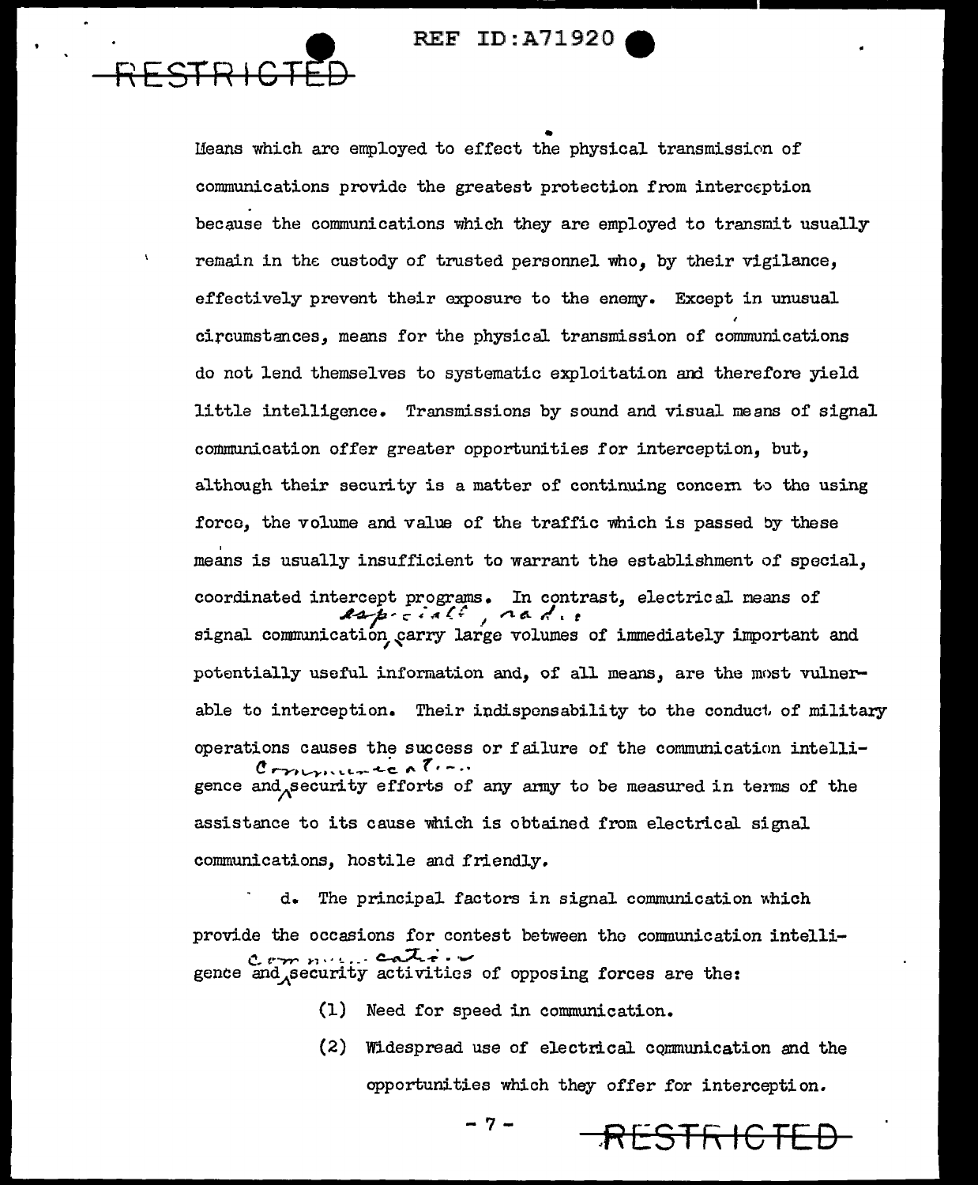Means which are employed to effect the physical transmission of communications provide the greatest protection from interception because the communications which they are employed to transmit usually remain in the custody of trusted personnel who, by their vigilance, effectively prevent their exposure to the enemy. Except in unusual circumstances, means for the physical transmission of communications do not lend themselves to systematic exploitation and therefore yield little intelligence. Transmissions by sound and visual means of signal communication offer greater opportunities for interception, but, although their security is a matter of continuing concern to the using force, the volume and value of the traffic which is passed by these means is usually insufficient to warrant the establishment of special, coordinated intercept programs. In contrast, electrical means of signal communication, especially radio, carry large volumes of immediately important and potentially useful information and, of all means, are the most vulnerable to interception. Their indispensability to the conduct of military operations causes the success or failure of the communication intelligence and communication security efforts of any army to be measured in terms of the assistance to its cause which is obtained from electrical signal communications, hostile and friendly.

d. The principal factors in signal communication which provide the occasions for contest between the communication intelligence and communication security activities of opposing forces are the:

(1) Need for speed in communication.

(2) Widespread use of electrical communication and the opportunities which they offer for interception.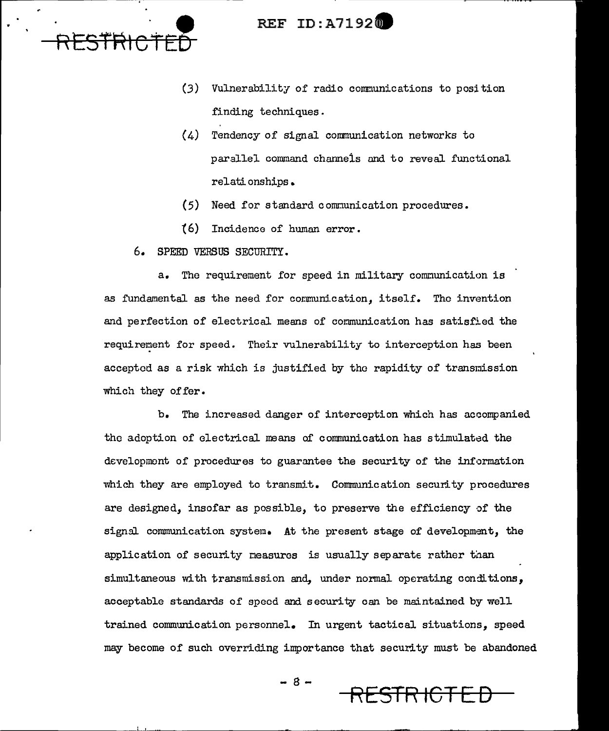(3) Vulnerability of radio communications to position finding techniques.

(4) Tendency of signal communication networks to parallel command channels and to reveal functional relationships.

(5) Need for standard communication procedures.

(6) Incidence of human error.

6. SPEED VERSUS SECURITY.

a. The requirement for speed in military communication is as fundamental as the need for communication, itself. The invention and perfection of electrical means of communication has satisfied the requirement for speed. Their vulnerability to interception has been accepted as a risk which is justified by the rapidity of transmission which they offer.

b. The increased danger of interception which has accompanied the adoption of electrical means of communication has stimulated the development of procedures to guarantee the security of the information which they are employed to transmit. Communication security procedures are designed, insofar as possible, to preserve the efficiency of the signal communication system. At the present stage of development, the application of security measures is usually separate rather than simultaneous with transmission and, under normal operating conditions, acceptable standards of speed and security can be maintained by well trained communication personnel. In urgent tactical situations, speed may become of such overriding importance that security must be abandoned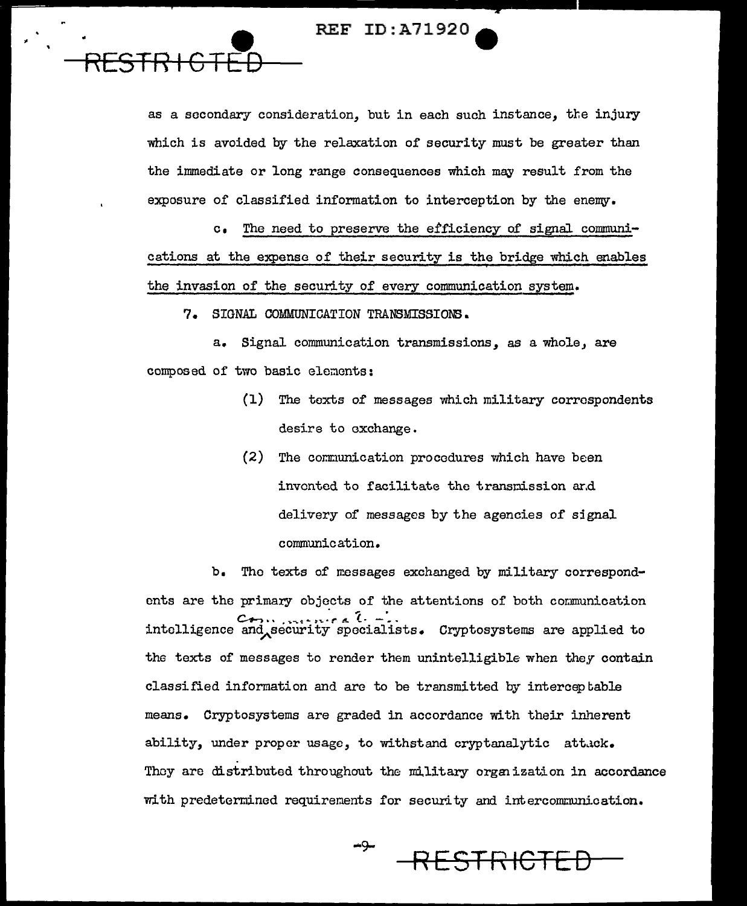as a secondary consideration, but in each such instance, the injury which is avoided by the relaxation of security must be greater than the immediate or long range consequences which may result from the exposure of classified information to interception by the enemy.

c. <u>The need to preserve the efficiency of signal communications at the expense of their security is the bridge which enables the invasion of the security of every communication system.</u>

7. SIGNAL COMMUNICATION TRANSMISSIONS.

a. Signal communication transmissions, as a whole, are composed of two basic elements:

(1) The texts of messages which military correspondents desire to exchange.

(2) The communication procedures which have been invented to facilitate the transmission and delivery of messages by the agencies of signal communication.

b. The texts of messages exchanged by military correspondents are the primary objects of the attentions of both communication intelligence and communication security specialists. Cryptosystems are applied to the texts of messages to render them unintelligible when they contain classified information and are to be transmitted by interceptable means. Cryptosystems are graded in accordance with their inherent ability, under proper usage, to withstand cryptanalytic attack. They are distributed throughout the military organization in accordance with predetermined requirements for security and intercommunication.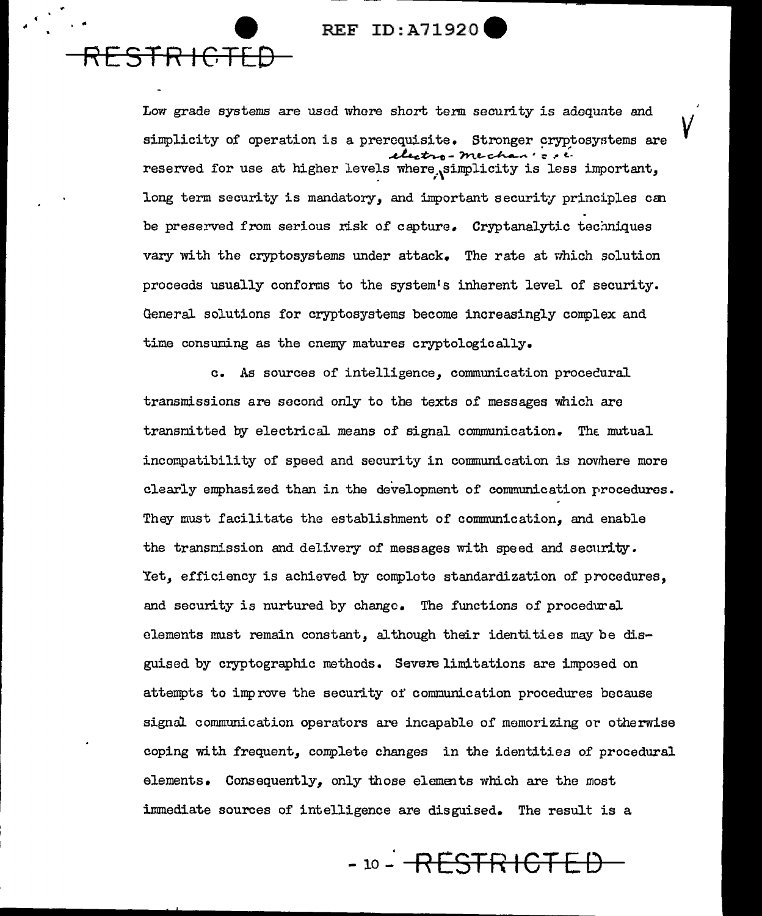Low grade systems are used where short term security is adequate and simplicity of operation is a prerequisite. Stronger cryptosystems are reserved for use at higher levels where electro-mechanical simplicity is less important, long term security is mandatory, and important security principles can be preserved from serious risk of capture. Cryptanalytic techniques vary with the cryptosystems under attack. The rate at which solution proceeds usually conforms to the system's inherent level of security. General solutions for cryptosystems become increasingly complex and time consuming as the enemy matures cryptologically.

c. As sources of intelligence, communication procedural transmissions are second only to the texts of messages which are transmitted by electrical means of signal communication. The mutual incompatibility of speed and security in communication is nowhere more clearly emphasized than in the development of communication procedures. They must facilitate the establishment of communication, and enable the transmission and delivery of messages with speed and security. Yet, efficiency is achieved by complete standardization of procedures, and security is nurtured by change. The functions of procedural elements must remain constant, although their identities may be disguised by cryptographic methods. Severe limitations are imposed on attempts to improve the security of communication procedures because signal communication operators are incapable of memorizing or otherwise coping with frequent, complete changes in the identities of procedural elements. Consequently, only those elements which are the most immediate sources of intelligence are disguised. The result is a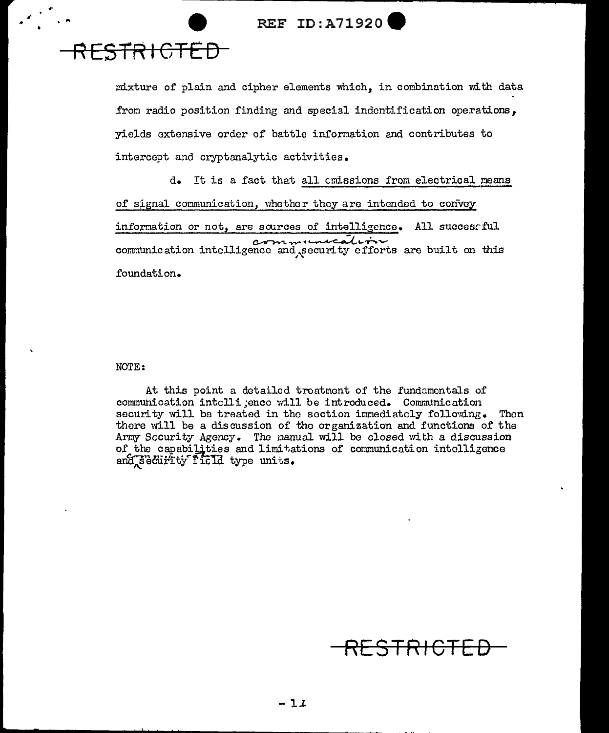mixture of plain and cipher elements which, in combination with data from radio position finding and special indentification operations, yields extensive order of battle information and contributes to intercept and cryptanalytic activities.

d. It is a fact that all emissions from electrical means of signal communication, whether they are intended to convey information or not, are sources of intelligence. All successful communication intelligence and communication security efforts are built on this foundation.

NOTE:

At this point a detailed treatment of the fundamentals of communication intelligence will be introduced. Communication security will be treated in the section immediately following. Then there will be a discussion of the organization and functions of the Army Security Agency. The manual will be closed with a discussion of the capabilities and limitations of communication intelligence and communication security field type units.